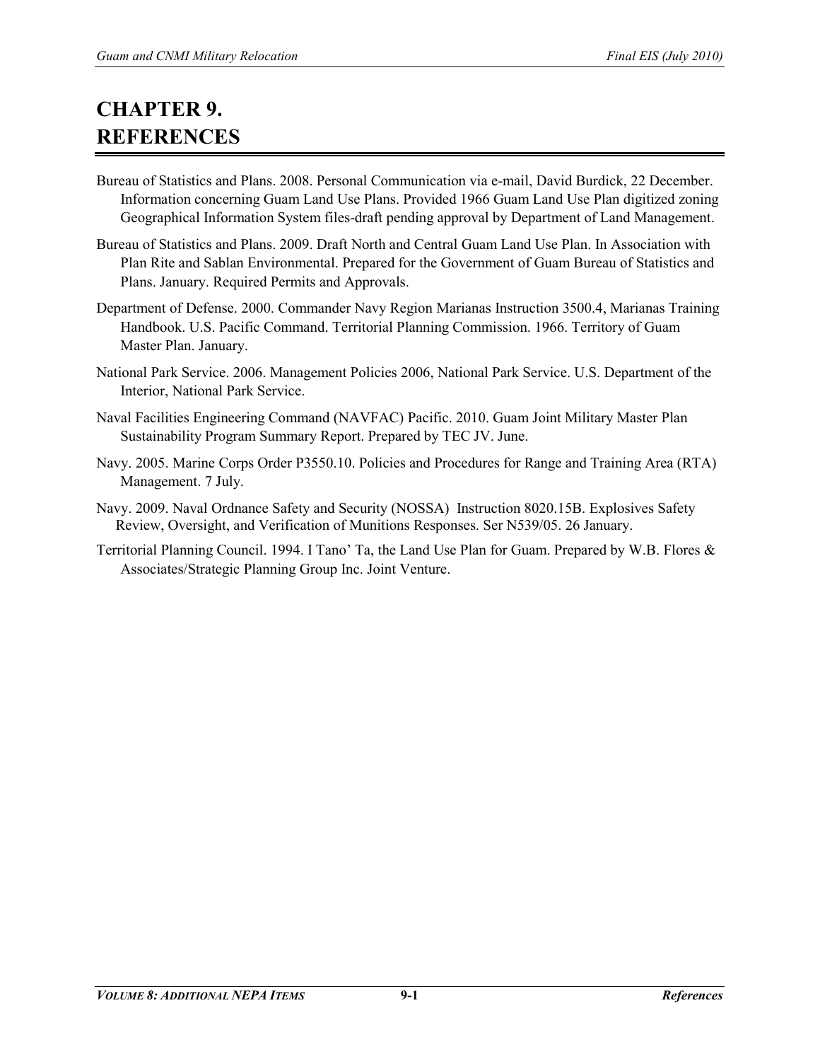# CHAPTER 9. REFERENCES

Bureau of Statistics and Plans. 2008. Personal Communication via e-mail, David Burdick, 22 December. Information concerning Guam Land Use Plans. Provided 1966 Guam Land Use Plan digitized zoning Geographical Information System files-draft pending approval by Department of Land Management.

Bureau of Statistics and Plans. 2009. Draft North and Central Guam Land Use Plan. In Association with Plan Rite and Sablan Environmental. Prepared for the Government of Guam Bureau of Statistics and Plans. January. Required Permits and Approvals.

Department of Defense. 2000. Commander Navy Region Marianas Instruction 3500.4, Marianas Training Handbook. U.S. Pacific Command. Territorial Planning Commission. 1966. Territory of Guam Master Plan. January.

National Park Service. 2006. Management Policies 2006, National Park Service. U.S. Department of the Interior, National Park Service.

Naval Facilities Engineering Command (NAVFAC) Pacific. 2010. Guam Joint Military Master Plan Sustainability Program Summary Report. Prepared by TEC JV. June.

Navy. 2005. Marine Corps Order P3550.10. Policies and Procedures for Range and Training Area (RTA) Management. 7 July.

Navy. 2009. Naval Ordnance Safety and Security (NOSSA) Instruction 8020.15B. Explosives Safety Review, Oversight, and Verification of Munitions Responses. Ser N539/05. 26 January.

Territorial Planning Council. 1994. I Tano' Ta, the Land Use Plan for Guam. Prepared by W.B. Flores & Associates/Strategic Planning Group Inc. Joint Venture.